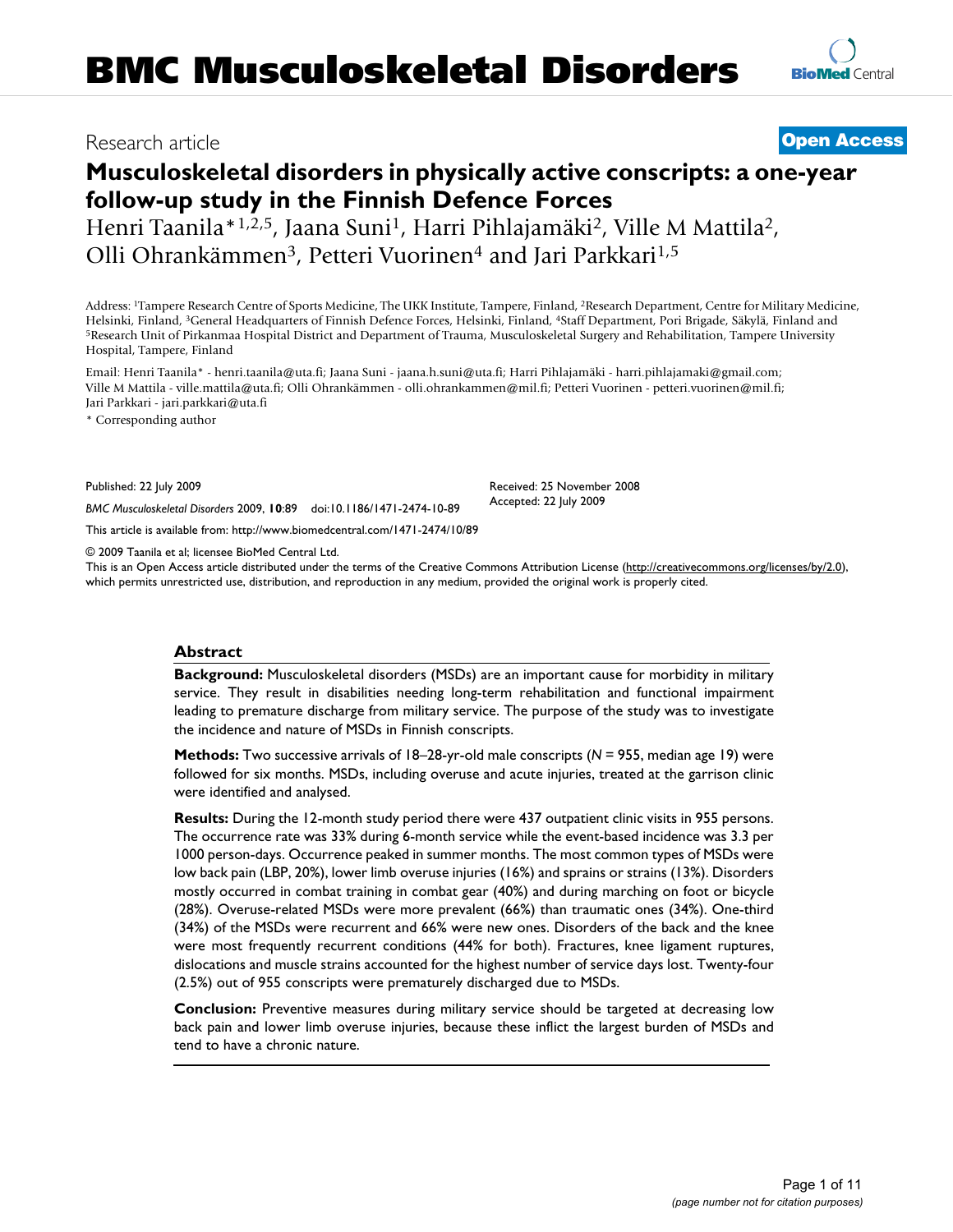# BMC Musculoskeletal Disorders

Research article

**Open Access**

# Musculoskeletal disorders in physically active conscripts: a one-year follow-up study in the Finnish Defence Forces

Henri Taanila*[1,2,5], Jaana Suni[1], Harri Pihlajamäki[2], Ville M Mattila[2], Olli Ohrankämmen[3], Petteri Vuorinen[4] and Jari Parkkari[1,5]

Address: [1]Tampere Research Centre of Sports Medicine, The UKK Institute, Tampere, Finland, [2]Research Department, Centre for Military Medicine, Helsinki, Finland, [3]General Headquarters of Finnish Defence Forces, Helsinki, Finland, [4]Staff Department, Pori Brigade, Säkylä, Finland and [5]Research Unit of Pirkanmaa Hospital District and Department of Trauma, Musculoskeletal Surgery and Rehabilitation, Tampere University Hospital, Tampere, Finland

Email: Henri Taanila* - henri.taanila@uta.fi; Jaana Suni - jaana.h.suni@uta.fi; Harri Pihlajamäki - harri.pihlajamaki@gmail.com; Ville M Mattila - ville.mattila@uta.fi; Olli Ohrankämmen - olli.ohrankammen@mil.fi; Petteri Vuorinen - petteri.vuorinen@mil.fi; Jari Parkkari - jari.parkkari@uta.fi

\* Corresponding author

Published: 22 July 2009

*BMC Musculoskeletal Disorders* 2009, **10**:89 doi:10.1186/1471-2474-10-89

Received: 25 November 2008
Accepted: 22 July 2009

This article is available from: http://www.biomedcentral.com/1471-2474/10/89

© 2009 Taanila et al; licensee BioMed Central Ltd.
This is an Open Access article distributed under the terms of the Creative Commons Attribution License (http://creativecommons.org/licenses/by/2.0), which permits unrestricted use, distribution, and reproduction in any medium, provided the original work is properly cited.

## Abstract

**Background:** Musculoskeletal disorders (MSDs) are an important cause for morbidity in military service. They result in disabilities needing long-term rehabilitation and functional impairment leading to premature discharge from military service. The purpose of the study was to investigate the incidence and nature of MSDs in Finnish conscripts.

**Methods:** Two successive arrivals of 18–28-yr-old male conscripts (*N* = 955, median age 19) were followed for six months. MSDs, including overuse and acute injuries, treated at the garrison clinic were identified and analysed.

**Results:** During the 12-month study period there were 437 outpatient clinic visits in 955 persons. The occurrence rate was 33% during 6-month service while the event-based incidence was 3.3 per 1000 person-days. Occurrence peaked in summer months. The most common types of MSDs were low back pain (LBP, 20%), lower limb overuse injuries (16%) and sprains or strains (13%). Disorders mostly occurred in combat training in combat gear (40%) and during marching on foot or bicycle (28%). Overuse-related MSDs were more prevalent (66%) than traumatic ones (34%). One-third (34%) of the MSDs were recurrent and 66% were new ones. Disorders of the back and the knee were most frequently recurrent conditions (44% for both). Fractures, knee ligament ruptures, dislocations and muscle strains accounted for the highest number of service days lost. Twenty-four (2.5%) out of 955 conscripts were prematurely discharged due to MSDs.

**Conclusion:** Preventive measures during military service should be targeted at decreasing low back pain and lower limb overuse injuries, because these inflict the largest burden of MSDs and tend to have a chronic nature.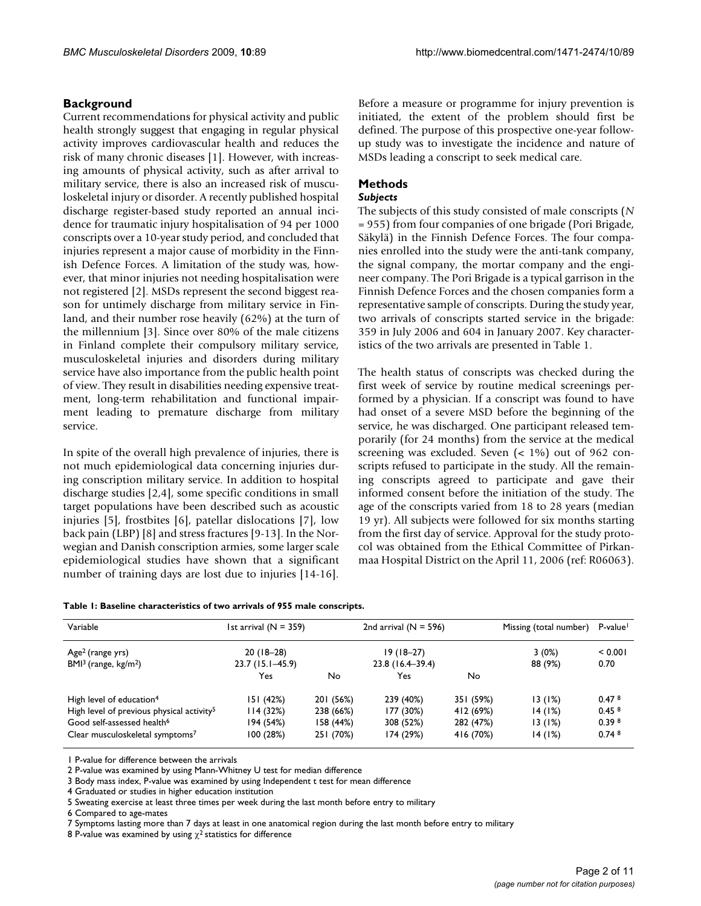## Background

Current recommendations for physical activity and public health strongly suggest that engaging in regular physical activity improves cardiovascular health and reduces the risk of many chronic diseases [1]. However, with increasing amounts of physical activity, such as after arrival to military service, there is also an increased risk of musculoskeletal injury or disorder. A recently published hospital discharge register-based study reported an annual incidence for traumatic injury hospitalisation of 94 per 1000 conscripts over a 10-year study period, and concluded that injuries represent a major cause of morbidity in the Finnish Defence Forces. A limitation of the study was, however, that minor injuries not needing hospitalisation were not registered [2]. MSDs represent the second biggest reason for untimely discharge from military service in Finland, and their number rose heavily (62%) at the turn of the millennium [3]. Since over 80% of the male citizens in Finland complete their compulsory military service, musculoskeletal injuries and disorders during military service have also importance from the public health point of view. They result in disabilities needing expensive treatment, long-term rehabilitation and functional impairment leading to premature discharge from military service.

In spite of the overall high prevalence of injuries, there is not much epidemiological data concerning injuries during conscription military service. In addition to hospital discharge studies [2,4], some specific conditions in small target populations have been described such as acoustic injuries [5], frostbites [6], patellar dislocations [7], low back pain (LBP) [8] and stress fractures [9-13]. In the Norwegian and Danish conscription armies, some larger scale epidemiological studies have shown that a significant number of training days are lost due to injuries [14-16].

Before a measure or programme for injury prevention is initiated, the extent of the problem should first be defined. The purpose of this prospective one-year follow-up study was to investigate the incidence and nature of MSDs leading a conscript to seek medical care.

## Methods

### *Subjects*

The subjects of this study consisted of male conscripts (*N* = 955) from four companies of one brigade (Pori Brigade, Säkylä) in the Finnish Defence Forces. The four companies enrolled into the study were the anti-tank company, the signal company, the mortar company and the engineer company. The Pori Brigade is a typical garrison in the Finnish Defence Forces and the chosen companies form a representative sample of conscripts. During the study year, two arrivals of conscripts started service in the brigade: 359 in July 2006 and 604 in January 2007. Key characteristics of the two arrivals are presented in Table 1.

The health status of conscripts was checked during the first week of service by routine medical screenings performed by a physician. If a conscript was found to have had onset of a severe MSD before the beginning of the service, he was discharged. One participant released temporarily (for 24 months) from the service at the medical screening was excluded. Seven (< 1%) out of 962 conscripts refused to participate in the study. All the remaining conscripts agreed to participate and gave their informed consent before the initiation of the study. The age of the conscripts varied from 18 to 28 years (median 19 yr). All subjects were followed for six months starting from the first day of service. Approval for the study protocol was obtained from the Ethical Committee of Pirkanmaa Hospital District on the April 11, 2006 (ref: R06063).

**Table 1: Baseline characteristics of two arrivals of 955 male conscripts.**

| Variable | 1st arrival (N = 359) | | 2nd arrival (N = 596) | | Missing (total number) | P-value[1] |
|---|---|---|---|---|---|---|
| Age[2] (range yrs) | 20 (18–28) | | 19 (18–27) | | 3 (0%) | < 0.001 |
| BMI[3] (range, kg/m$^2$) | 23.7 (15.1–45.9) | | 23.8 (16.4–39.4) | | 88 (9%) | 0.70 |
| | Yes | No | Yes | No | | |
| High level of education[4] | 151 (42%) | 201 (56%) | 239 (40%) | 351 (59%) | 13 (1%) | 0.47 [8] |
| High level of previous physical activity[5] | 114 (32%) | 238 (66%) | 177 (30%) | 412 (69%) | 14 (1%) | 0.45 [8] |
| Good self-assessed health[6] | 194 (54%) | 158 (44%) | 308 (52%) | 282 (47%) | 13 (1%) | 0.39 [8] |
| Clear musculoskeletal symptoms[7] | 100 (28%) | 251 (70%) | 174 (29%) | 416 (70%) | 14 (1%) | 0.74 [8] |

1 P-value for difference between the arrivals
2 P-value was examined by using Mann-Whitney U test for median difference
3 Body mass index, P-value was examined by using Independent t test for mean difference
4 Graduated or studies in higher education institution
5 Sweating exercise at least three times per week during the last month before entry to military
6 Compared to age-mates
7 Symptoms lasting more than 7 days at least in one anatomical region during the last month before entry to military
8 P-value was examined by using $\chi^2$ statistics for difference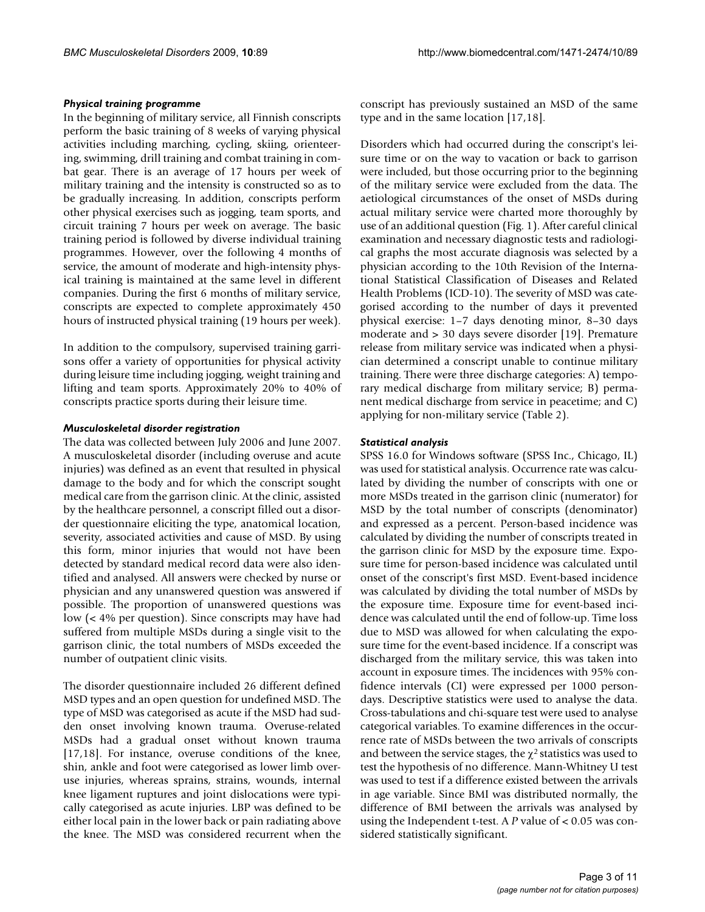### Physical training programme

In the beginning of military service, all Finnish conscripts perform the basic training of 8 weeks of varying physical activities including marching, cycling, skiing, orienteering, swimming, drill training and combat training in combat gear. There is an average of 17 hours per week of military training and the intensity is constructed so as to be gradually increasing. In addition, conscripts perform other physical exercises such as jogging, team sports, and circuit training 7 hours per week on average. The basic training period is followed by diverse individual training programmes. However, over the following 4 months of service, the amount of moderate and high-intensity physical training is maintained at the same level in different companies. During the first 6 months of military service, conscripts are expected to complete approximately 450 hours of instructed physical training (19 hours per week).

In addition to the compulsory, supervised training garrisons offer a variety of opportunities for physical activity during leisure time including jogging, weight training and lifting and team sports. Approximately 20% to 40% of conscripts practice sports during their leisure time.

### Musculoskeletal disorder registration

The data was collected between July 2006 and June 2007. A musculoskeletal disorder (including overuse and acute injuries) was defined as an event that resulted in physical damage to the body and for which the conscript sought medical care from the garrison clinic. At the clinic, assisted by the healthcare personnel, a conscript filled out a disorder questionnaire eliciting the type, anatomical location, severity, associated activities and cause of MSD. By using this form, minor injuries that would not have been detected by standard medical record data were also identified and analysed. All answers were checked by nurse or physician and any unanswered question was answered if possible. The proportion of unanswered questions was low (< 4% per question). Since conscripts may have had suffered from multiple MSDs during a single visit to the garrison clinic, the total numbers of MSDs exceeded the number of outpatient clinic visits.

The disorder questionnaire included 26 different defined MSD types and an open question for undefined MSD. The type of MSD was categorised as acute if the MSD had sudden onset involving known trauma. Overuse-related MSDs had a gradual onset without known trauma [17,18]. For instance, overuse conditions of the knee, shin, ankle and foot were categorised as lower limb overuse injuries, whereas sprains, strains, wounds, internal knee ligament ruptures and joint dislocations were typically categorised as acute injuries. LBP was defined to be either local pain in the lower back or pain radiating above the knee. The MSD was considered recurrent when the conscript has previously sustained an MSD of the same type and in the same location [17,18].

Disorders which had occurred during the conscript's leisure time or on the way to vacation or back to garrison were included, but those occurring prior to the beginning of the military service were excluded from the data. The aetiological circumstances of the onset of MSDs during actual military service were charted more thoroughly by use of an additional question (Fig. 1). After careful clinical examination and necessary diagnostic tests and radiological graphs the most accurate diagnosis was selected by a physician according to the 10th Revision of the International Statistical Classification of Diseases and Related Health Problems (ICD-10). The severity of MSD was categorised according to the number of days it prevented physical exercise: 1–7 days denoting minor, 8–30 days moderate and > 30 days severe disorder [19]. Premature release from military service was indicated when a physician determined a conscript unable to continue military training. There were three discharge categories: A) temporary medical discharge from military service; B) permanent medical discharge from service in peacetime; and C) applying for non-military service (Table 2).

### Statistical analysis

SPSS 16.0 for Windows software (SPSS Inc., Chicago, IL) was used for statistical analysis. Occurrence rate was calculated by dividing the number of conscripts with one or more MSDs treated in the garrison clinic (numerator) for MSD by the total number of conscripts (denominator) and expressed as a percent. Person-based incidence was calculated by dividing the number of conscripts treated in the garrison clinic for MSD by the exposure time. Exposure time for person-based incidence was calculated until onset of the conscript's first MSD. Event-based incidence was calculated by dividing the total number of MSDs by the exposure time. Exposure time for event-based incidence was calculated until the end of follow-up. Time loss due to MSD was allowed for when calculating the exposure time for the event-based incidence. If a conscript was discharged from the military service, this was taken into account in exposure times. The incidences with 95% confidence intervals (CI) were expressed per 1000 person-days. Descriptive statistics were used to analyse the data. Cross-tabulations and chi-square test were used to analyse categorical variables. To examine differences in the occurrence rate of MSDs between the two arrivals of conscripts and between the service stages, the $\chi^2$ statistics was used to test the hypothesis of no difference. Mann-Whitney U test was used to test if a difference existed between the arrivals in age variable. Since BMI was distributed normally, the difference of BMI between the arrivals was analysed by using the Independent t-test. A $P$ value of < 0.05 was considered statistically significant.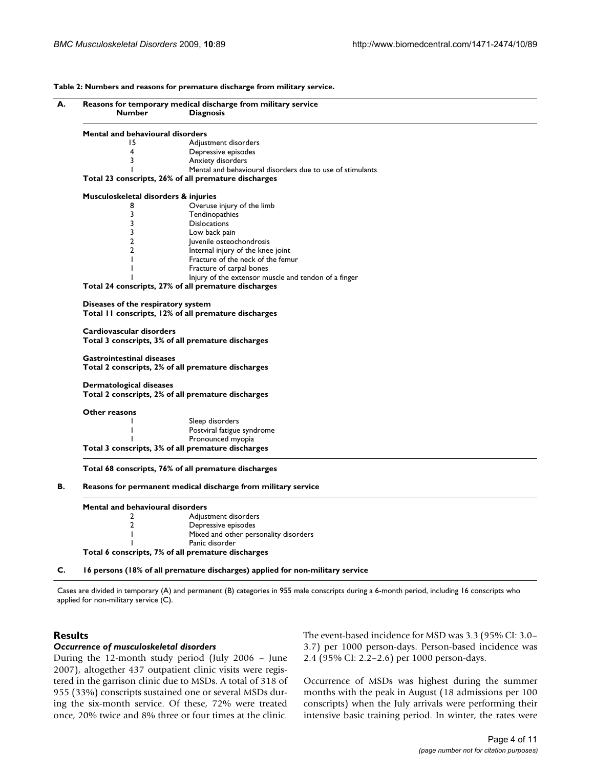**Table 2: Numbers and reasons for premature discharge from military service.**

| | Number | Diagnosis |
|---|---|---|
| **A.** | **Reasons for temporary medical discharge from military service** | |
| | **Mental and behavioural disorders** | |
| | 15 | Adjustment disorders |
| | 4 | Depressive episodes |
| | 3 | Anxiety disorders |
| | 1 | Mental and behavioural disorders due to use of stimulants |
| | **Total 23 conscripts, 26% of all premature discharges** | |
| | **Musculoskeletal disorders & injuries** | |
| | 8 | Overuse injury of the limb |
| | 3 | Tendinopathies |
| | 3 | Dislocations |
| | 3 | Low back pain |
| | 2 | Juvenile osteochondrosis |
| | 2 | Internal injury of the knee joint |
| | 1 | Fracture of the neck of the femur |
| | 1 | Fracture of carpal bones |
| | 1 | Injury of the extensor muscle and tendon of a finger |
| | **Total 24 conscripts, 27% of all premature discharges** | |
| | **Diseases of the respiratory system** | |
| | **Total 11 conscripts, 12% of all premature discharges** | |
| | **Cardiovascular disorders** | |
| | **Total 3 conscripts, 3% of all premature discharges** | |
| | **Gastrointestinal diseases** | |
| | **Total 2 conscripts, 2% of all premature discharges** | |
| | **Dermatological diseases** | |
| | **Total 2 conscripts, 2% of all premature discharges** | |
| | **Other reasons** | |
| | 1 | Sleep disorders |
| | 1 | Postviral fatigue syndrome |
| | 1 | Pronounced myopia |
| | **Total 3 conscripts, 3% of all premature discharges** | |
| | **Total 68 conscripts, 76% of all premature discharges** | |
| **B.** | **Reasons for permanent medical discharge from military service** | |
| | **Mental and behavioural disorders** | |
| | 2 | Adjustment disorders |
| | 2 | Depressive episodes |
| | 1 | Mixed and other personality disorders |
| | 1 | Panic disorder |
| | **Total 6 conscripts, 7% of all premature discharges** | |
| **C.** | **16 persons (18% of all premature discharges) applied for non-military service** | |

Cases are divided in temporary (A) and permanent (B) categories in 955 male conscripts during a 6-month period, including 16 conscripts who applied for non-military service (C).

## Results

### *Occurrence of musculoskeletal disorders*

During the 12-month study period (July 2006 – June 2007), altogether 437 outpatient clinic visits were registered in the garrison clinic due to MSDs. A total of 318 of 955 (33%) conscripts sustained one or several MSDs during the six-month service. Of these, 72% were treated once, 20% twice and 8% three or four times at the clinic. The event-based incidence for MSD was 3.3 (95% CI: 3.0–3.7) per 1000 person-days. Person-based incidence was 2.4 (95% CI: 2.2–2.6) per 1000 person-days.

Occurrence of MSDs was highest during the summer months with the peak in August (18 admissions per 100 conscripts) when the July arrivals were performing their intensive basic training period. In winter, the rates were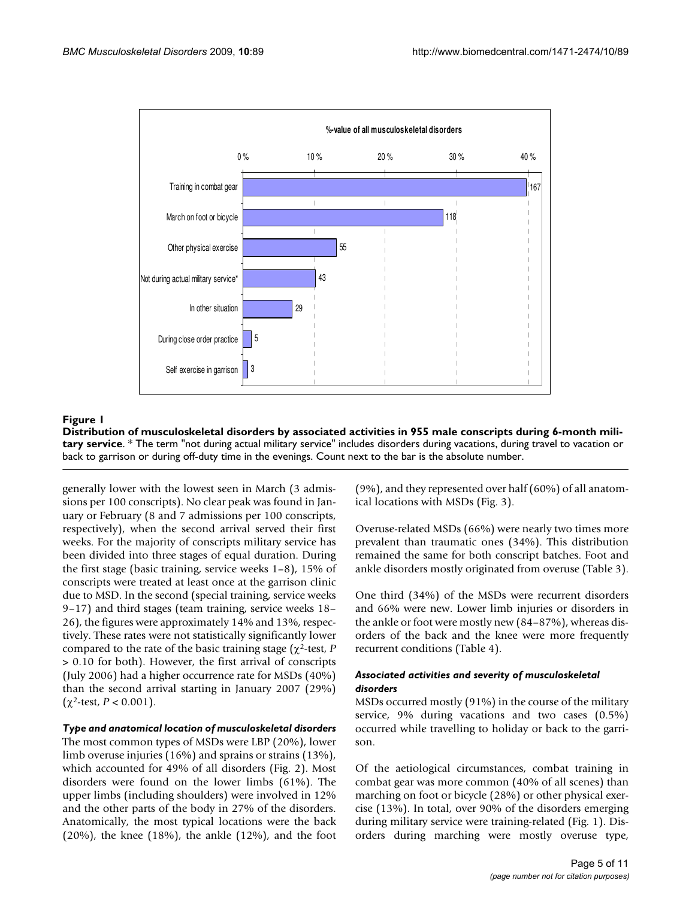**Figure 1**

**Distribution of musculoskeletal disorders by associated activities in 955 male conscripts during 6-month military service**. * The term "not during actual military service" includes disorders during vacations, during travel to vacation or back to garrison or during off-duty time in the evenings. Count next to the bar is the absolute number.

generally lower with the lowest seen in March (3 admissions per 100 conscripts). No clear peak was found in January or February (8 and 7 admissions per 100 conscripts, respectively), when the second arrival served their first weeks. For the majority of conscripts military service has been divided into three stages of equal duration. During the first stage (basic training, service weeks 1–8), 15% of conscripts were treated at least once at the garrison clinic due to MSD. In the second (special training, service weeks 9–17) and third stages (team training, service weeks 18–26), the figures were approximately 14% and 13%, respectively. These rates were not statistically significantly lower compared to the rate of the basic training stage ($\chi^2$-test, $P > 0.10$ for both). However, the first arrival of conscripts (July 2006) had a higher occurrence rate for MSDs (40%) than the second arrival starting in January 2007 (29%) ($\chi^2$-test, $P < 0.001$).

### *Type and anatomical location of musculoskeletal disorders*

The most common types of MSDs were LBP (20%), lower limb overuse injuries (16%) and sprains or strains (13%), which accounted for 49% of all disorders (Fig. 2). Most disorders were found on the lower limbs (61%). The upper limbs (including shoulders) were involved in 12% and the other parts of the body in 27% of the disorders. Anatomically, the most typical locations were the back (20%), the knee (18%), the ankle (12%), and the foot (9%), and they represented over half (60%) of all anatomical locations with MSDs (Fig. 3).

Overuse-related MSDs (66%) were nearly two times more prevalent than traumatic ones (34%). This distribution remained the same for both conscript batches. Foot and ankle disorders mostly originated from overuse (Table 3).

One third (34%) of the MSDs were recurrent disorders and 66% were new. Lower limb injuries or disorders in the ankle or foot were mostly new (84–87%), whereas disorders of the back and the knee were more frequently recurrent conditions (Table 4).

### *Associated activities and severity of musculoskeletal disorders*

MSDs occurred mostly (91%) in the course of the military service, 9% during vacations and two cases (0.5%) occurred while travelling to holiday or back to the garrison.

Of the aetiological circumstances, combat training in combat gear was more common (40% of all scenes) than marching on foot or bicycle (28%) or other physical exercise (13%). In total, over 90% of the disorders emerging during military service were training-related (Fig. 1). Disorders during marching were mostly overuse type,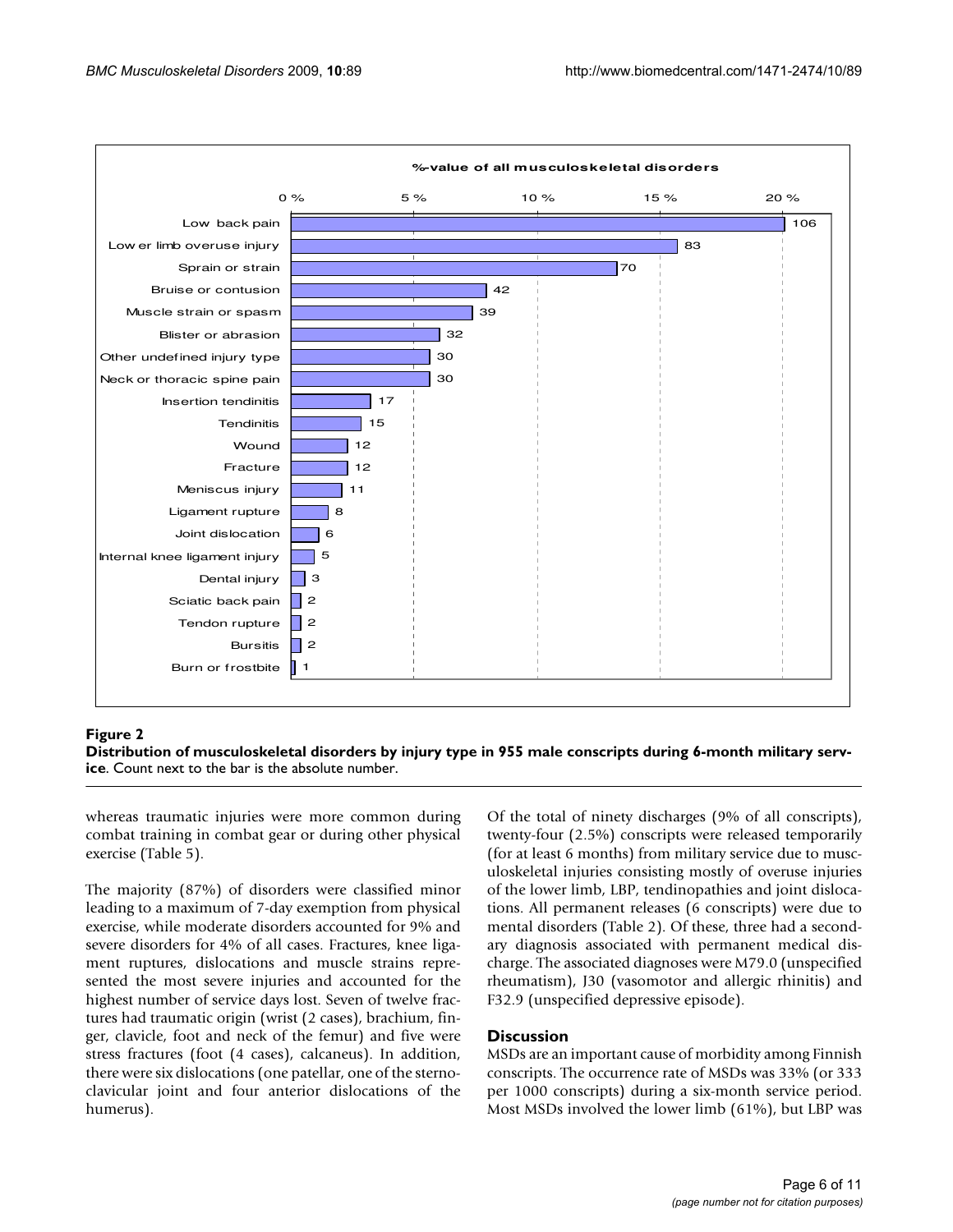**Figure 2**

**Distribution of musculoskeletal disorders by injury type in 955 male conscripts during 6-month military service**. Count next to the bar is the absolute number.

whereas traumatic injuries were more common during combat training in combat gear or during other physical exercise (Table 5).

The majority (87%) of disorders were classified minor leading to a maximum of 7-day exemption from physical exercise, while moderate disorders accounted for 9% and severe disorders for 4% of all cases. Fractures, knee ligament ruptures, dislocations and muscle strains represented the most severe injuries and accounted for the highest number of service days lost. Seven of twelve fractures had traumatic origin (wrist (2 cases), brachium, finger, clavicle, foot and neck of the femur) and five were stress fractures (foot (4 cases), calcaneus). In addition, there were six dislocations (one patellar, one of the sternoclavicular joint and four anterior dislocations of the humerus).

Of the total of ninety discharges (9% of all conscripts), twenty-four (2.5%) conscripts were released temporarily (for at least 6 months) from military service due to musculoskeletal injuries consisting mostly of overuse injuries of the lower limb, LBP, tendinopathies and joint dislocations. All permanent releases (6 conscripts) were due to mental disorders (Table 2). Of these, three had a secondary diagnosis associated with permanent medical discharge. The associated diagnoses were M79.0 (unspecified rheumatism), J30 (vasomotor and allergic rhinitis) and F32.9 (unspecified depressive episode).

## Discussion

MSDs are an important cause of morbidity among Finnish conscripts. The occurrence rate of MSDs was 33% (or 333 per 1000 conscripts) during a six-month service period. Most MSDs involved the lower limb (61%), but LBP was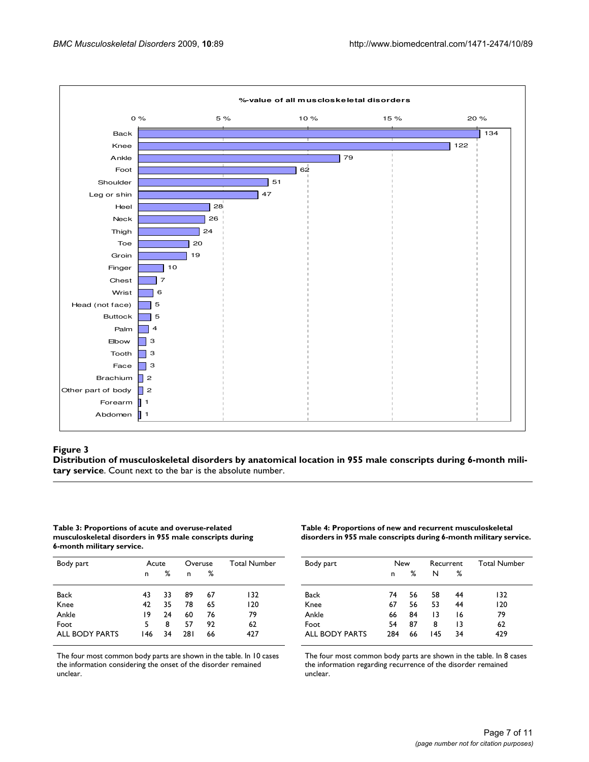**Figure 3**

**Distribution of musculoskeletal disorders by anatomical location in 955 male conscripts during 6-month military service**. Count next to the bar is the absolute number.

**Table 3: Proportions of acute and overuse-related musculoskeletal disorders in 955 male conscripts during 6-month military service.**

| Body part | Acute | | Overuse | | Total Number |
|---|---|---|---|---|---|
| | n | % | n | % | |
| Back | 43 | 33 | 89 | 67 | 132 |
| Knee | 42 | 35 | 78 | 65 | 120 |
| Ankle | 19 | 24 | 60 | 76 | 79 |
| Foot | 5 | 8 | 57 | 92 | 62 |
| ALL BODY PARTS | 146 | 34 | 281 | 66 | 427 |

The four most common body parts are shown in the table. In 10 cases the information considering the onset of the disorder remained unclear.

**Table 4: Proportions of new and recurrent musculoskeletal disorders in 955 male conscripts during 6-month military service.**

| Body part | New | | Recurrent | | Total Number |
|---|---|---|---|---|---|
| | n | % | N | % | |
| Back | 74 | 56 | 58 | 44 | 132 |
| Knee | 67 | 56 | 53 | 44 | 120 |
| Ankle | 66 | 84 | 13 | 16 | 79 |
| Foot | 54 | 87 | 8 | 13 | 62 |
| ALL BODY PARTS | 284 | 66 | 145 | 34 | 429 |

The four most common body parts are shown in the table. In 8 cases the information regarding recurrence of the disorder remained unclear.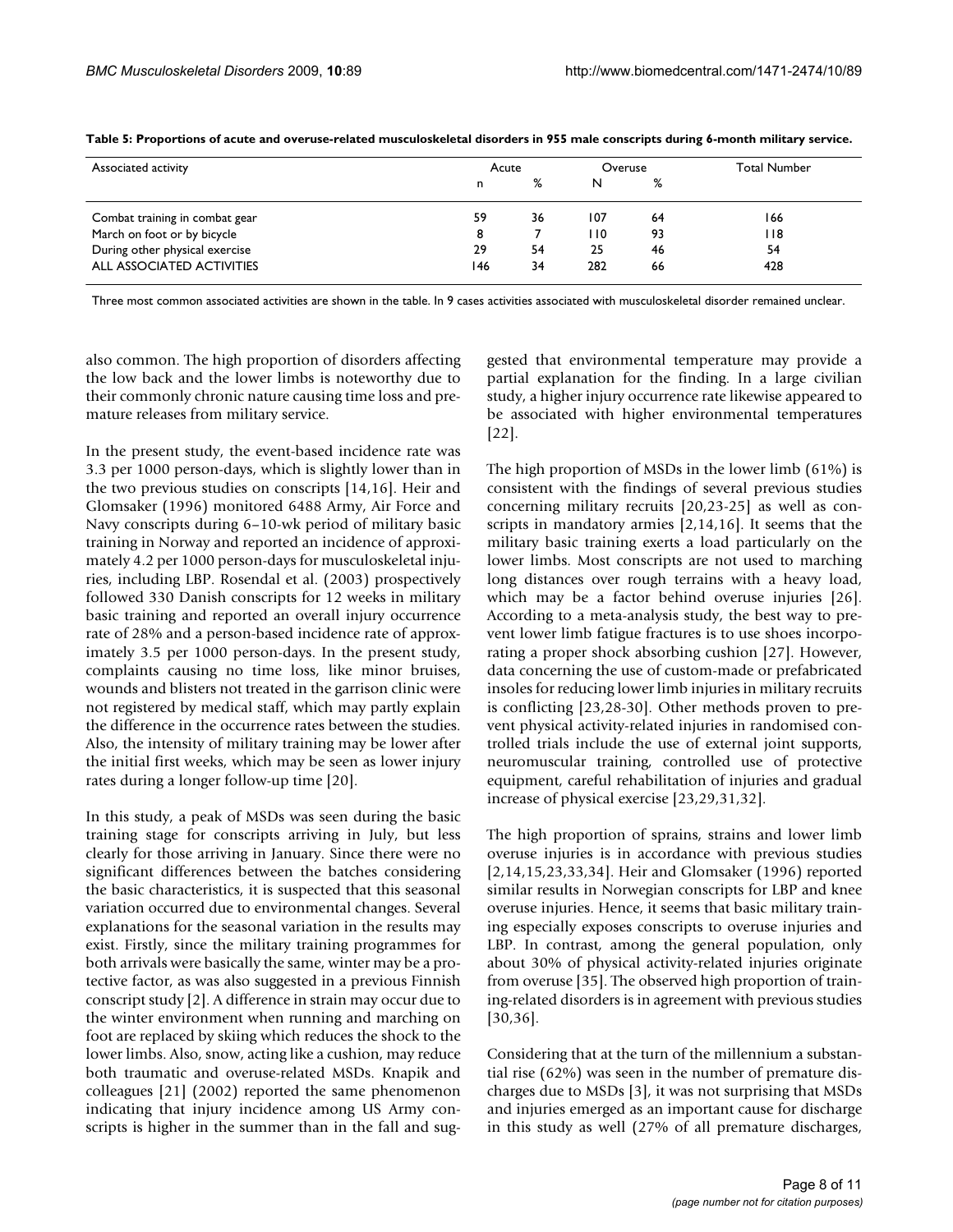**Table 5: Proportions of acute and overuse-related musculoskeletal disorders in 955 male conscripts during 6-month military service.**

| Associated activity | Acute | | Overuse | | Total Number |
|---|---|---|---|---|---|
| | n | % | N | % | |
| Combat training in combat gear | 59 | 36 | 107 | 64 | 166 |
| March on foot or by bicycle | 8 | 7 | 110 | 93 | 118 |
| During other physical exercise | 29 | 54 | 25 | 46 | 54 |
| ALL ASSOCIATED ACTIVITIES | 146 | 34 | 282 | 66 | 428 |

Three most common associated activities are shown in the table. In 9 cases activities associated with musculoskeletal disorder remained unclear.

also common. The high proportion of disorders affecting the low back and the lower limbs is noteworthy due to their commonly chronic nature causing time loss and premature releases from military service.

In the present study, the event-based incidence rate was 3.3 per 1000 person-days, which is slightly lower than in the two previous studies on conscripts [14,16]. Heir and Glomsaker (1996) monitored 6488 Army, Air Force and Navy conscripts during 6–10-wk period of military basic training in Norway and reported an incidence of approximately 4.2 per 1000 person-days for musculoskeletal injuries, including LBP. Rosendal et al. (2003) prospectively followed 330 Danish conscripts for 12 weeks in military basic training and reported an overall injury occurrence rate of 28% and a person-based incidence rate of approximately 3.5 per 1000 person-days. In the present study, complaints causing no time loss, like minor bruises, wounds and blisters not treated in the garrison clinic were not registered by medical staff, which may partly explain the difference in the occurrence rates between the studies. Also, the intensity of military training may be lower after the initial first weeks, which may be seen as lower injury rates during a longer follow-up time [20].

In this study, a peak of MSDs was seen during the basic training stage for conscripts arriving in July, but less clearly for those arriving in January. Since there were no significant differences between the batches considering the basic characteristics, it is suspected that this seasonal variation occurred due to environmental changes. Several explanations for the seasonal variation in the results may exist. Firstly, since the military training programmes for both arrivals were basically the same, winter may be a protective factor, as was also suggested in a previous Finnish conscript study [2]. A difference in strain may occur due to the winter environment when running and marching on foot are replaced by skiing which reduces the shock to the lower limbs. Also, snow, acting like a cushion, may reduce both traumatic and overuse-related MSDs. Knapik and colleagues [21] (2002) reported the same phenomenon indicating that injury incidence among US Army conscripts is higher in the summer than in the fall and suggested that environmental temperature may provide a partial explanation for the finding. In a large civilian study, a higher injury occurrence rate likewise appeared to be associated with higher environmental temperatures [22].

The high proportion of MSDs in the lower limb (61%) is consistent with the findings of several previous studies concerning military recruits [20,23-25] as well as conscripts in mandatory armies [2,14,16]. It seems that the military basic training exerts a load particularly on the lower limbs. Most conscripts are not used to marching long distances over rough terrains with a heavy load, which may be a factor behind overuse injuries [26]. According to a meta-analysis study, the best way to prevent lower limb fatigue fractures is to use shoes incorporating a proper shock absorbing cushion [27]. However, data concerning the use of custom-made or prefabricated insoles for reducing lower limb injuries in military recruits is conflicting [23,28-30]. Other methods proven to prevent physical activity-related injuries in randomised controlled trials include the use of external joint supports, neuromuscular training, controlled use of protective equipment, careful rehabilitation of injuries and gradual increase of physical exercise [23,29,31,32].

The high proportion of sprains, strains and lower limb overuse injuries is in accordance with previous studies [2,14,15,23,33,34]. Heir and Glomsaker (1996) reported similar results in Norwegian conscripts for LBP and knee overuse injuries. Hence, it seems that basic military training especially exposes conscripts to overuse injuries and LBP. In contrast, among the general population, only about 30% of physical activity-related injuries originate from overuse [35]. The observed high proportion of training-related disorders is in agreement with previous studies [30,36].

Considering that at the turn of the millennium a substantial rise (62%) was seen in the number of premature discharges due to MSDs [3], it was not surprising that MSDs and injuries emerged as an important cause for discharge in this study as well (27% of all premature discharges,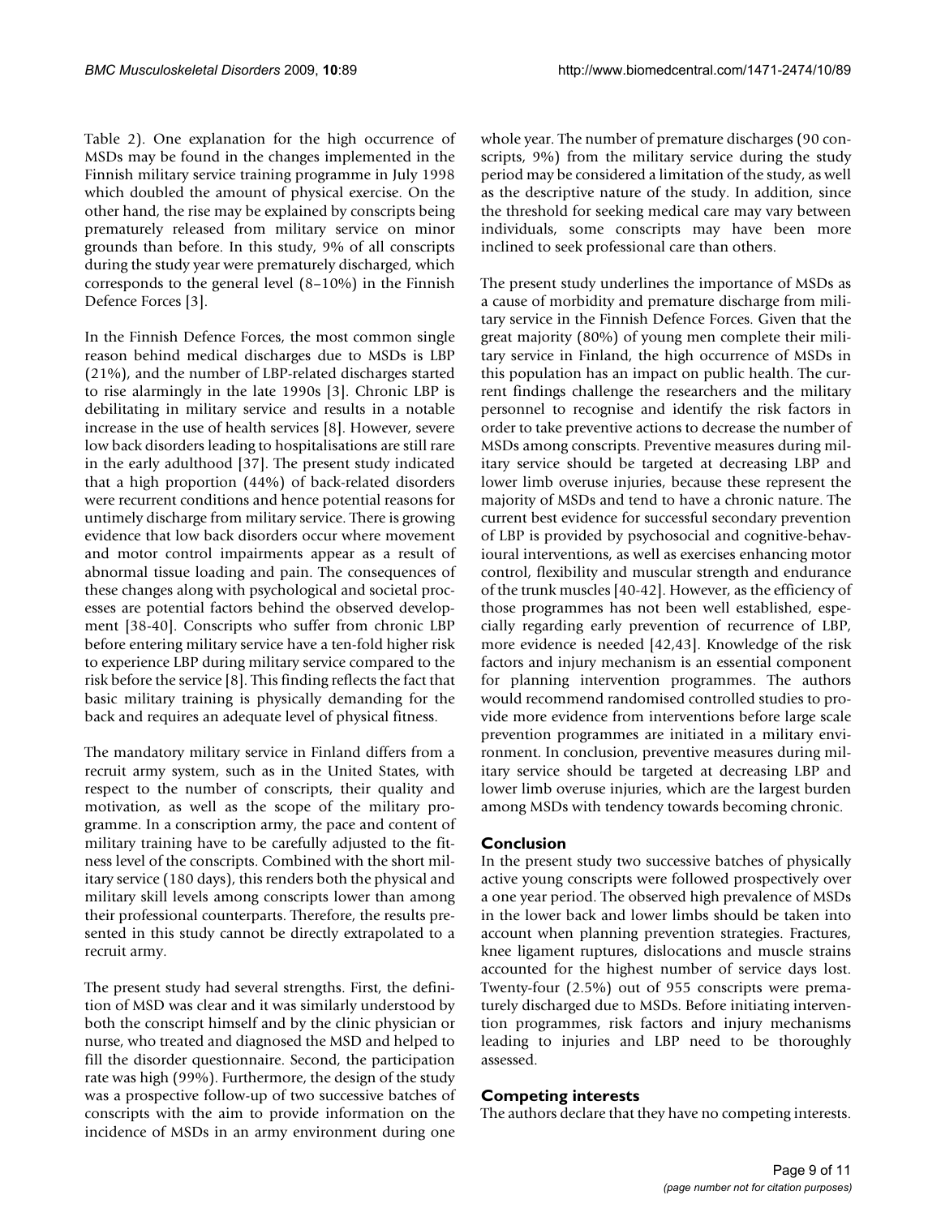Table 2). One explanation for the high occurrence of MSDs may be found in the changes implemented in the Finnish military service training programme in July 1998 which doubled the amount of physical exercise. On the other hand, the rise may be explained by conscripts being prematurely released from military service on minor grounds than before. In this study, 9% of all conscripts during the study year were prematurely discharged, which corresponds to the general level (8–10%) in the Finnish Defence Forces [3].

In the Finnish Defence Forces, the most common single reason behind medical discharges due to MSDs is LBP (21%), and the number of LBP-related discharges started to rise alarmingly in the late 1990s [3]. Chronic LBP is debilitating in military service and results in a notable increase in the use of health services [8]. However, severe low back disorders leading to hospitalisations are still rare in the early adulthood [37]. The present study indicated that a high proportion (44%) of back-related disorders were recurrent conditions and hence potential reasons for untimely discharge from military service. There is growing evidence that low back disorders occur where movement and motor control impairments appear as a result of abnormal tissue loading and pain. The consequences of these changes along with psychological and societal processes are potential factors behind the observed development [38-40]. Conscripts who suffer from chronic LBP before entering military service have a ten-fold higher risk to experience LBP during military service compared to the risk before the service [8]. This finding reflects the fact that basic military training is physically demanding for the back and requires an adequate level of physical fitness.

The mandatory military service in Finland differs from a recruit army system, such as in the United States, with respect to the number of conscripts, their quality and motivation, as well as the scope of the military programme. In a conscription army, the pace and content of military training have to be carefully adjusted to the fitness level of the conscripts. Combined with the short military service (180 days), this renders both the physical and military skill levels among conscripts lower than among their professional counterparts. Therefore, the results presented in this study cannot be directly extrapolated to a recruit army.

The present study had several strengths. First, the definition of MSD was clear and it was similarly understood by both the conscript himself and by the clinic physician or nurse, who treated and diagnosed the MSD and helped to fill the disorder questionnaire. Second, the participation rate was high (99%). Furthermore, the design of the study was a prospective follow-up of two successive batches of conscripts with the aim to provide information on the incidence of MSDs in an army environment during one whole year. The number of premature discharges (90 conscripts, 9%) from the military service during the study period may be considered a limitation of the study, as well as the descriptive nature of the study. In addition, since the threshold for seeking medical care may vary between individuals, some conscripts may have been more inclined to seek professional care than others.

The present study underlines the importance of MSDs as a cause of morbidity and premature discharge from military service in the Finnish Defence Forces. Given that the great majority (80%) of young men complete their military service in Finland, the high occurrence of MSDs in this population has an impact on public health. The current findings challenge the researchers and the military personnel to recognise and identify the risk factors in order to take preventive actions to decrease the number of MSDs among conscripts. Preventive measures during military service should be targeted at decreasing LBP and lower limb overuse injuries, because these represent the majority of MSDs and tend to have a chronic nature. The current best evidence for successful secondary prevention of LBP is provided by psychosocial and cognitive-behavioural interventions, as well as exercises enhancing motor control, flexibility and muscular strength and endurance of the trunk muscles [40-42]. However, as the efficiency of those programmes has not been well established, especially regarding early prevention of recurrence of LBP, more evidence is needed [42,43]. Knowledge of the risk factors and injury mechanism is an essential component for planning intervention programmes. The authors would recommend randomised controlled studies to provide more evidence from interventions before large scale prevention programmes are initiated in a military environment. In conclusion, preventive measures during military service should be targeted at decreasing LBP and lower limb overuse injuries, which are the largest burden among MSDs with tendency towards becoming chronic.

## Conclusion

In the present study two successive batches of physically active young conscripts were followed prospectively over a one year period. The observed high prevalence of MSDs in the lower back and lower limbs should be taken into account when planning prevention strategies. Fractures, knee ligament ruptures, dislocations and muscle strains accounted for the highest number of service days lost. Twenty-four (2.5%) out of 955 conscripts were prematurely discharged due to MSDs. Before initiating intervention programmes, risk factors and injury mechanisms leading to injuries and LBP need to be thoroughly assessed.

## Competing interests

The authors declare that they have no competing interests.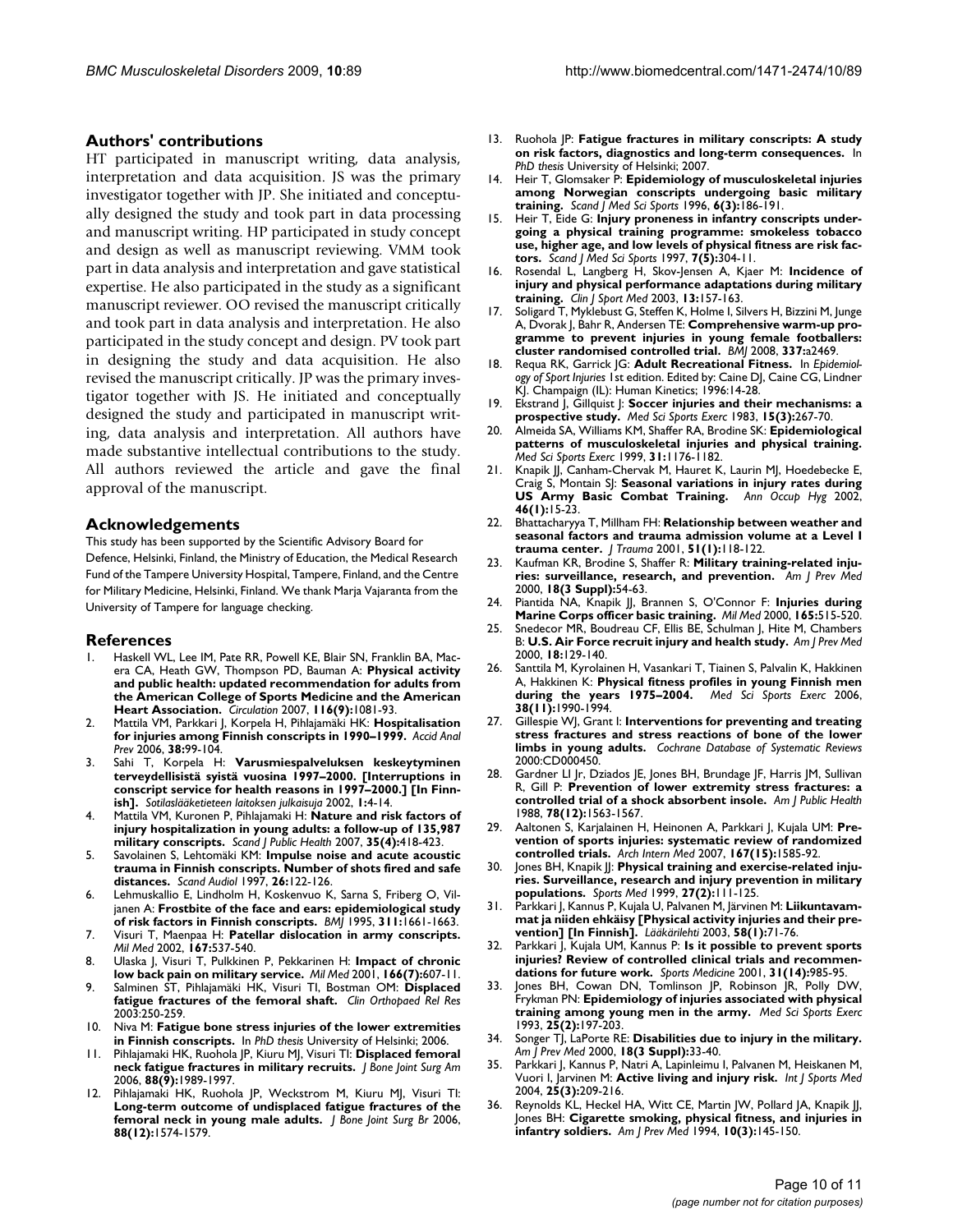## Authors' contributions

HT participated in manuscript writing, data analysis, interpretation and data acquisition. JS was the primary investigator together with JP. She initiated and conceptually designed the study and took part in data processing and manuscript writing. HP participated in study concept and design as well as manuscript reviewing. VMM took part in data analysis and interpretation and gave statistical expertise. He also participated in the study as a significant manuscript reviewer. OO revised the manuscript critically and took part in data analysis and interpretation. He also participated in the study concept and design. PV took part in designing the study and data acquisition. He also revised the manuscript critically. JP was the primary investigator together with JS. He initiated and conceptually designed the study and participated in manuscript writing, data analysis and interpretation. All authors have made substantive intellectual contributions to the study. All authors reviewed the article and gave the final approval of the manuscript.

## Acknowledgements

This study has been supported by the Scientific Advisory Board for Defence, Helsinki, Finland, the Ministry of Education, the Medical Research Fund of the Tampere University Hospital, Tampere, Finland, and the Centre for Military Medicine, Helsinki, Finland. We thank Marja Vajaranta from the University of Tampere for language checking.

## References

1. Haskell WL, Lee IM, Pate RR, Powell KE, Blair SN, Franklin BA, Macera CA, Heath GW, Thompson PD, Bauman A: **Physical activity and public health: updated recommendation for adults from the American College of Sports Medicine and the American Heart Association.** *Circulation* 2007, **116(9):**1081-93.
2. Mattila VM, Parkkari J, Korpela H, Pihlajamäki HK: **Hospitalisation for injuries among Finnish conscripts in 1990–1999.** *Accid Anal Prev* 2006, **38:**99-104.
3. Sahi T, Korpela H: **Varusmiespalveluksen keskeytyminen terveydellisistä syistä vuosina 1997–2000. [Interruptions in conscript service for health reasons in 1997–2000.] [In Finnish].** *Sotilaslääketieteen laitoksen julkaisuja* 2002, **1:**4-14.
4. Mattila VM, Kuronen P, Pihlajamaki H: **Nature and risk factors of injury hospitalization in young adults: a follow-up of 135,987 military conscripts.** *Scand J Public Health* 2007, **35(4):**418-423.
5. Savolainen S, Lehtomäki KM: **Impulse noise and acute acoustic trauma in Finnish conscripts. Number of shots fired and safe distances.** *Scand Audiol* 1997, **26:**122-126.
6. Lehmuskallio E, Lindholm H, Koskenvuo K, Sarna S, Friberg O, Viljanen A: **Frostbite of the face and ears: epidemiological study of risk factors in Finnish conscripts.** *BMJ* 1995, **311:**1661-1663.
7. Visuri T, Maenpaa H: **Patellar dislocation in army conscripts.** *Mil Med* 2002, **167:**537-540.
8. Ulaska J, Visuri T, Pulkkinen P, Pekkarinen H: **Impact of chronic low back pain on military service.** *Mil Med* 2001, **166(7):**607-11.
9. Salminen ST, Pihlajamäki HK, Visuri TI, Bostman OM: **Displaced fatigue fractures of the femoral shaft.** *Clin Orthopaed Rel Res* 2003:250-259.
10. Niva M: **Fatigue bone stress injuries of the lower extremities in Finnish conscripts.** In *PhD thesis* University of Helsinki; 2006.
11. Pihlajamaki HK, Ruohola JP, Kiuru MJ, Visuri TI: **Displaced femoral neck fatigue fractures in military recruits.** *J Bone Joint Surg Am* 2006, **88(9):**1989-1997.
12. Pihlajamaki HK, Ruohola JP, Weckstrom M, Kiuru MJ, Visuri TI: **Long-term outcome of undisplaced fatigue fractures of the femoral neck in young male adults.** *J Bone Joint Surg Br* 2006, **88(12):**1574-1579.
13. Ruohola JP: **Fatigue fractures in military conscripts: A study on risk factors, diagnostics and long-term consequences.** In *PhD thesis* University of Helsinki; 2007.
14. Heir T, Glomsaker P: **Epidemiology of musculoskeletal injuries among Norwegian conscripts undergoing basic military training.** *Scand J Med Sci Sports* 1996, **6(3):**186-191.
15. Heir T, Eide G: **Injury proneness in infantry conscripts undergoing a physical training programme: smokeless tobacco use, higher age, and low levels of physical fitness are risk factors.** *Scand J Med Sci Sports* 1997, **7(5):**304-11.
16. Rosendal L, Langberg H, Skov-Jensen A, Kjaer M: **Incidence of injury and physical performance adaptations during military training.** *Clin J Sport Med* 2003, **13:**157-163.
17. Soligard T, Myklebust G, Steffen K, Holme I, Silvers H, Bizzini M, Junge A, Dvorak J, Bahr R, Andersen TE: **Comprehensive warm-up programme to prevent injuries in young female footballers: cluster randomised controlled trial.** *BMJ* 2008, **337:**a2469.
18. Requa RK, Garrick JG: **Adult Recreational Fitness.** In *Epidemiology of Sport Injuries* 1st edition. Edited by: Caine DJ, Caine CG, Lindner KJ. Champaign (IL): Human Kinetics; 1996:14-28.
19. Ekstrand J, Gillquist J: **Soccer injuries and their mechanisms: a prospective study.** *Med Sci Sports Exerc* 1983, **15(3):**267-70.
20. Almeida SA, Williams KM, Shaffer RA, Brodine SK: **Epidemiological patterns of musculoskeletal injuries and physical training.** *Med Sci Sports Exerc* 1999, **31:**1176-1182.
21. Knapik JJ, Canham-Chervak M, Hauret K, Laurin MJ, Hoedebecke E, Craig S, Montain SJ: **Seasonal variations in injury rates during US Army Basic Combat Training.** *Ann Occup Hyg* 2002, **46(1):**15-23.
22. Bhattacharyya T, Millham FH: **Relationship between weather and seasonal factors and trauma admission volume at a Level I trauma center.** *J Trauma* 2001, **51(1):**118-122.
23. Kaufman KR, Brodine S, Shaffer R: **Military training-related injuries: surveillance, research, and prevention.** *Am J Prev Med* 2000, **18(3 Suppl):**54-63.
24. Piantida NA, Knapik JJ, Brannen S, O'Connor F: **Injuries during Marine Corps officer basic training.** *Mil Med* 2000, **165:**515-520.
25. Snedecor MR, Boudreau CF, Ellis BE, Schulman J, Hite M, Chambers B: **U.S. Air Force recruit injury and health study.** *Am J Prev Med* 2000, **18:**129-140.
26. Santtila M, Kyrolainen H, Vasankari T, Tiainen S, Palvalin K, Hakkinen A, Hakkinen K: **Physical fitness profiles in young Finnish men during the years 1975–2004.** *Med Sci Sports Exerc* 2006, **38(11):**1990-1994.
27. Gillespie WJ, Grant I: **Interventions for preventing and treating stress fractures and stress reactions of bone of the lower limbs in young adults.** *Cochrane Database of Systematic Reviews* 2000:CD000450.
28. Gardner LI Jr, Dziados JE, Jones BH, Brundage JF, Harris JM, Sullivan R, Gill P: **Prevention of lower extremity stress fractures: a controlled trial of a shock absorbent insole.** *Am J Public Health* 1988, **78(12):**1563-1567.
29. Aaltonen S, Karjalainen H, Heinonen A, Parkkari J, Kujala UM: **Prevention of sports injuries: systematic review of randomized controlled trials.** *Arch Intern Med* 2007, **167(15):**1585-92.
30. Jones BH, Knapik JJ: **Physical training and exercise-related injuries. Surveillance, research and injury prevention in military populations.** *Sports Med* 1999, **27(2):**111-125.
31. Parkkari J, Kannus P, Kujala U, Palvanen M, Järvinen M: **Liikuntavammat ja niiden ehkäisy [Physical activity injuries and their prevention] [In Finnish].** *Lääkärilehti* 2003, **58(1):**71-76.
32. Parkkari J, Kujala UM, Kannus P: **Is it possible to prevent sports injuries? Review of controlled clinical trials and recommendations for future work.** *Sports Medicine* 2001, **31(14):**985-95.
33. Jones BH, Cowan DN, Tomlinson JP, Robinson JR, Polly DW, Frykman PN: **Epidemiology of injuries associated with physical training among young men in the army.** *Med Sci Sports Exerc* 1993, **25(2):**197-203.
34. Songer TJ, LaPorte RE: **Disabilities due to injury in the military.** *Am J Prev Med* 2000, **18(3 Suppl):**33-40.
35. Parkkari J, Kannus P, Natri A, Lapinleimu I, Palvanen M, Heiskanen M, Vuori I, Jarvinen M: **Active living and injury risk.** *Int J Sports Med* 2004, **25(3):**209-216.
36. Reynolds KL, Heckel HA, Witt CE, Martin JW, Pollard JA, Knapik JJ, Jones BH: **Cigarette smoking, physical fitness, and injuries in infantry soldiers.** *Am J Prev Med* 1994, **10(3):**145-150.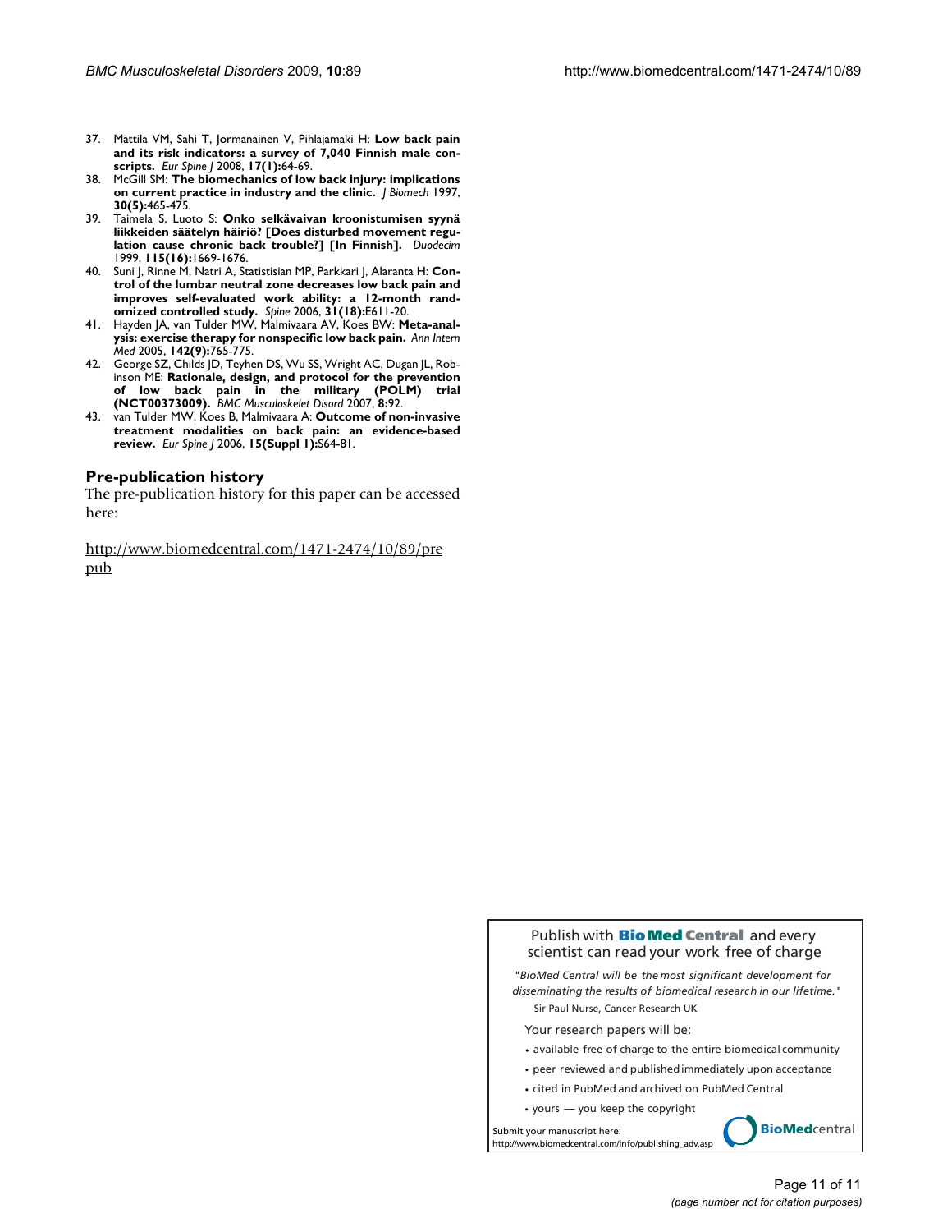37. Mattila VM, Sahi T, Jormanainen V, Pihlajamaki H: **Low back pain and its risk indicators: a survey of 7,040 Finnish male conscripts.** *Eur Spine J* 2008, **17(1):**64-69.
38. McGill SM: **The biomechanics of low back injury: implications on current practice in industry and the clinic.** *J Biomech* 1997, **30(5):**465-475.
39. Taimela S, Luoto S: **Onko selkävaivan kroonistumisen syynä liikkeiden säätelyn häiriö? [Does disturbed movement regulation cause chronic back trouble?] [In Finnish].** *Duodecim* 1999, **115(16):**1669-1676.
40. Suni J, Rinne M, Natri A, Statistisian MP, Parkkari J, Alaranta H: **Control of the lumbar neutral zone decreases low back pain and improves self-evaluated work ability: a 12-month randomized controlled study.** *Spine* 2006, **31(18):**E611-20.
41. Hayden JA, van Tulder MW, Malmivaara AV, Koes BW: **Meta-analysis: exercise therapy for nonspecific low back pain.** *Ann Intern Med* 2005, **142(9):**765-775.
42. George SZ, Childs JD, Teyhen DS, Wu SS, Wright AC, Dugan JL, Robinson ME: **Rationale, design, and protocol for the prevention of low back pain in the military (POLM) trial (NCT00373009).** *BMC Musculoskelet Disord* 2007, **8:**92.
43. van Tulder MW, Koes B, Malmivaara A: **Outcome of non-invasive treatment modalities on back pain: an evidence-based review.** *Eur Spine J* 2006, **15(Suppl 1):**S64-81.

## Pre-publication history

The pre-publication history for this paper can be accessed here:

http://www.biomedcentral.com/1471-2474/10/89/prepub